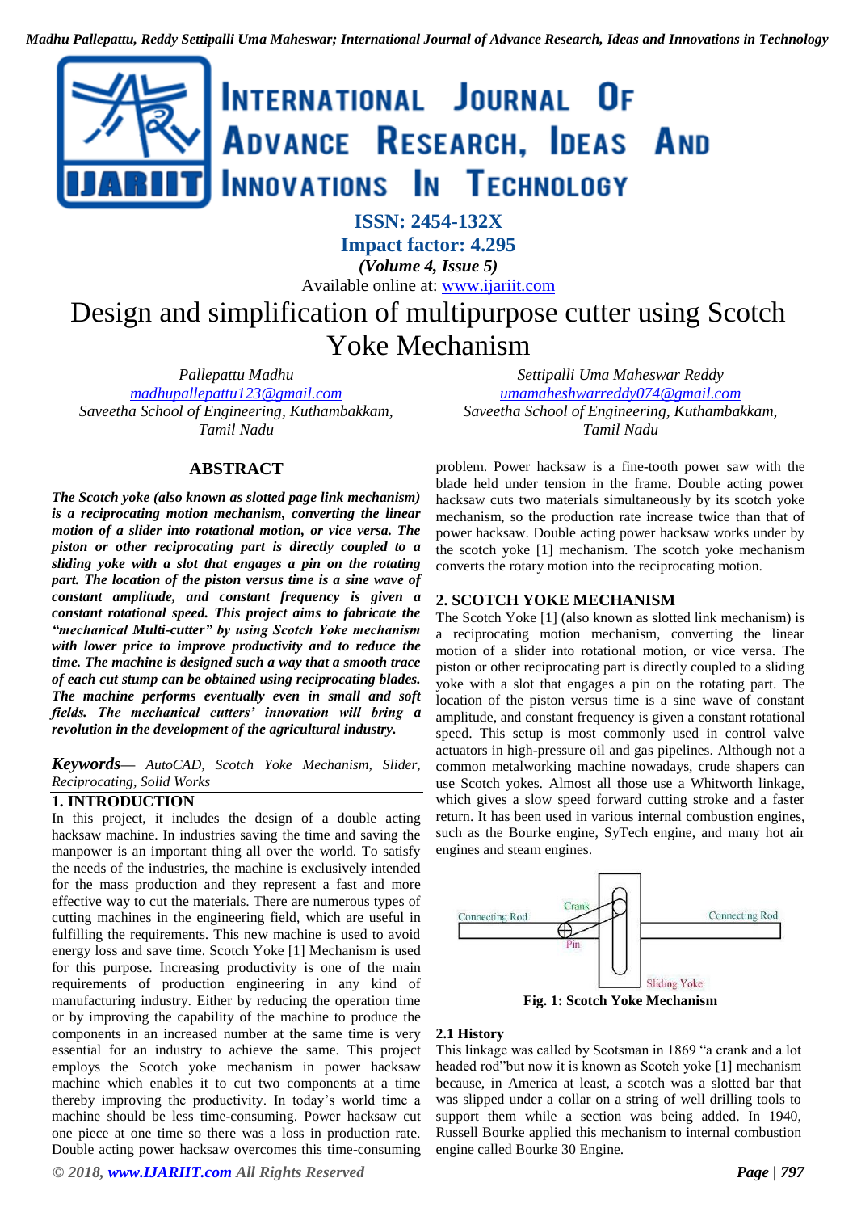# Design and simplification of multipurpose cutter using Scotch Yoke Mechanism

*Pallepattu Madhu*
madhupallepattu123@gmail.com
*Saveetha School of Engineering, Kuthambakkam, Tamil Nadu*

*Settipalli Uma Maheswar Reddy*
umamaheshwarreddy074@gmail.com
*Saveetha School of Engineering, Kuthambakkam, Tamil Nadu*

## ABSTRACT

***The Scotch yoke (also known as slotted page link mechanism) is a reciprocating motion mechanism, converting the linear motion of a slider into rotational motion, or vice versa. The piston or other reciprocating part is directly coupled to a sliding yoke with a slot that engages a pin on the rotating part. The location of the piston versus time is a sine wave of constant amplitude, and constant frequency is given a constant rotational speed. This project aims to fabricate the "mechanical Multi-cutter" by using Scotch Yoke mechanism with lower price to improve productivity and to reduce the time. The machine is designed such a way that a smooth trace of each cut stump can be obtained using reciprocating blades. The machine performs eventually even in small and soft fields. The mechanical cutters' innovation will bring a revolution in the development of the agricultural industry.***

***Keywords***— *AutoCAD, Scotch Yoke Mechanism, Slider, Reciprocating, Solid Works*

## 1. INTRODUCTION

In this project, it includes the design of a double acting hacksaw machine. In industries saving the time and saving the manpower is an important thing all over the world. To satisfy the needs of the industries, the machine is exclusively intended for the mass production and they represent a fast and more effective way to cut the materials. There are numerous types of cutting machines in the engineering field, which are useful in fulfilling the requirements. This new machine is used to avoid energy loss and save time. Scotch Yoke [1] Mechanism is used for this purpose. Increasing productivity is one of the main requirements of production engineering in any kind of manufacturing industry. Either by reducing the operation time or by improving the capability of the machine to produce the components in an increased number at the same time is very essential for an industry to achieve the same. This project employs the Scotch yoke mechanism in power hacksaw machine which enables it to cut two components at a time thereby improving the productivity. In today's world time a machine should be less time-consuming. Power hacksaw cut one piece at one time so there was a loss in production rate. Double acting power hacksaw overcomes this time-consuming problem. Power hacksaw is a fine-tooth power saw with the blade held under tension in the frame. Double acting power hacksaw cuts two materials simultaneously by its scotch yoke mechanism, so the production rate increase twice than that of power hacksaw. Double acting power hacksaw works under by the scotch yoke [1] mechanism. The scotch yoke mechanism converts the rotary motion into the reciprocating motion.

## 2. SCOTCH YOKE MECHANISM

The Scotch Yoke [1] (also known as slotted link mechanism) is a reciprocating motion mechanism, converting the linear motion of a slider into rotational motion, or vice versa. The piston or other reciprocating part is directly coupled to a sliding yoke with a slot that engages a pin on the rotating part. The location of the piston versus time is a sine wave of constant amplitude, and constant frequency is given a constant rotational speed. This setup is most commonly used in control valve actuators in high-pressure oil and gas pipelines. Although not a common metalworking machine nowadays, crude shapers can use Scotch yokes. Almost all those use a Whitworth linkage, which gives a slow speed forward cutting stroke and a faster return. It has been used in various internal combustion engines, such as the Bourke engine, SyTech engine, and many hot air engines and steam engines.

Connecting Rod | Crank | Pin | Connecting Rod | Sliding Yoke

**Fig. 1: Scotch Yoke Mechanism**

### 2.1 History

This linkage was called by Scotsman in 1869 "a crank and a lot headed rod"but now it is known as Scotch yoke [1] mechanism because, in America at least, a scotch was a slotted bar that was slipped under a collar on a string of well drilling tools to support them while a section was being added. In 1940, Russell Bourke applied this mechanism to internal combustion engine called Bourke 30 Engine.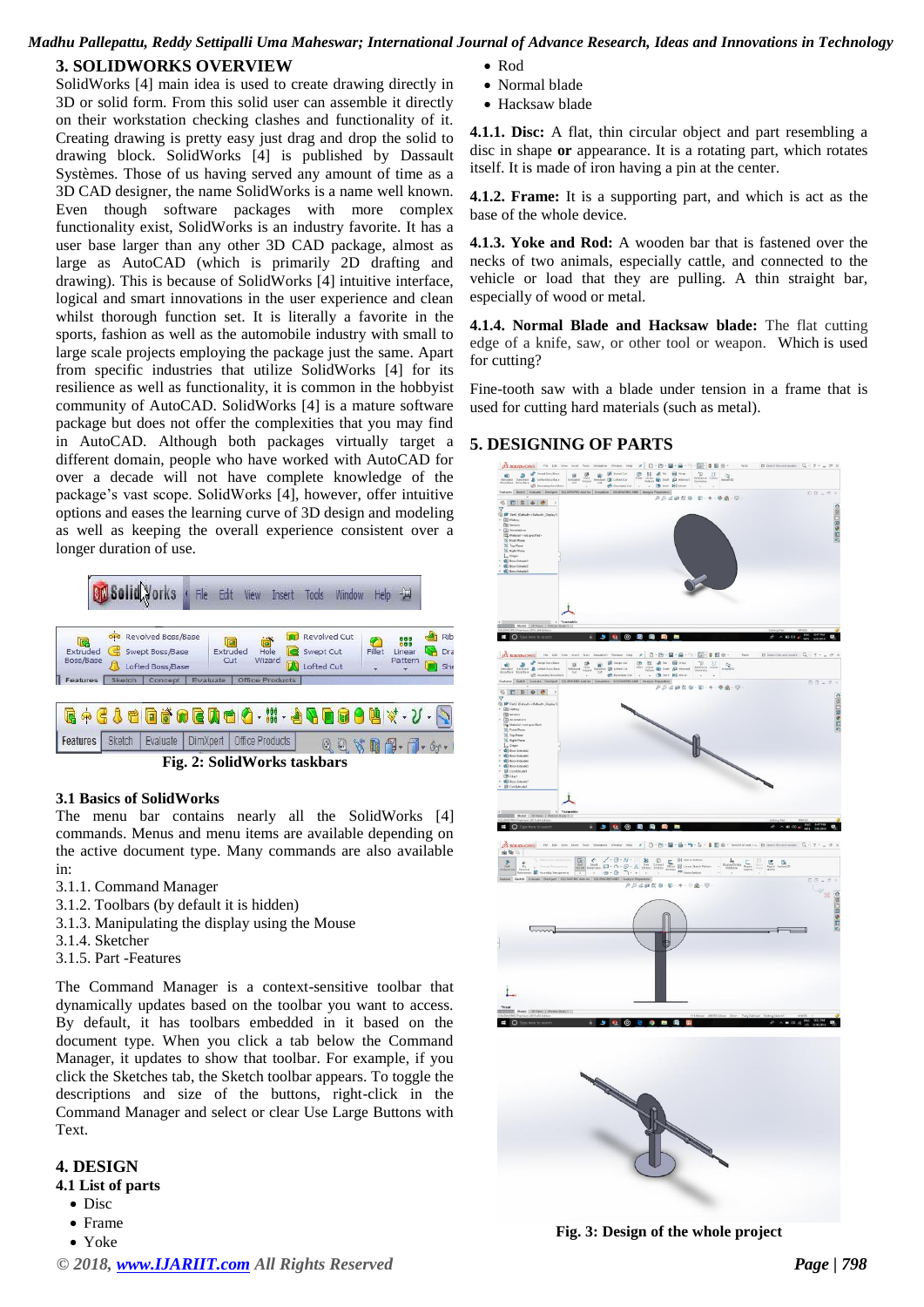## 3. SOLIDWORKS OVERVIEW

SolidWorks [4] main idea is used to create drawing directly in 3D or solid form. From this solid user can assemble it directly on their workstation checking clashes and functionality of it. Creating drawing is pretty easy just drag and drop the solid to drawing block. SolidWorks [4] is published by Dassault Systèmes. Those of us having served any amount of time as a 3D CAD designer, the name SolidWorks is a name well known. Even though software packages with more complex functionality exist, SolidWorks is an industry favorite. It has a user base larger than any other 3D CAD package, almost as large as AutoCAD (which is primarily 2D drafting and drawing). This is because of SolidWorks [4] intuitive interface, logical and smart innovations in the user experience and clean whilst thorough function set. It is literally a favorite in the sports, fashion as well as the automobile industry with small to large scale projects employing the package just the same. Apart from specific industries that utilize SolidWorks [4] for its resilience as well as functionality, it is common in the hobbyist community of AutoCAD. SolidWorks [4] is a mature software package but does not offer the complexities that you may find in AutoCAD. Although both packages virtually target a different domain, people who have worked with AutoCAD for over a decade will not have complete knowledge of the package's vast scope. SolidWorks [4], however, offer intuitive options and eases the learning curve of 3D design and modeling as well as keeping the overall experience consistent over a longer duration of use.

**Fig. 2: SolidWorks taskbars**

### 3.1 Basics of SolidWorks

The menu bar contains nearly all the SolidWorks [4] commands. Menus and menu items are available depending on the active document type. Many commands are also available in:

3.1.1. Command Manager
3.1.2. Toolbars (by default it is hidden)
3.1.3. Manipulating the display using the Mouse
3.1.4. Sketcher
3.1.5. Part -Features

The Command Manager is a context-sensitive toolbar that dynamically updates based on the toolbar you want to access. By default, it has toolbars embedded in it based on the document type. When you click a tab below the Command Manager, it updates to show that toolbar. For example, if you click the Sketches tab, the Sketch toolbar appears. To toggle the descriptions and size of the buttons, right-click in the Command Manager and select or clear Use Large Buttons with Text.

## 4. DESIGN

### 4.1 List of parts

- Disc
- Frame
- Yoke
- Rod
- Normal blade
- Hacksaw blade

**4.1.1. Disc:** A flat, thin circular object and part resembling a disc in shape **or** appearance. It is a rotating part, which rotates itself. It is made of iron having a pin at the center.

**4.1.2. Frame:** It is a supporting part, and which is act as the base of the whole device.

**4.1.3. Yoke and Rod:** A wooden bar that is fastened over the necks of two animals, especially cattle, and connected to the vehicle or load that they are pulling. A thin straight bar, especially of wood or metal.

**4.1.4. Normal Blade and Hacksaw blade:** The flat cutting edge of a knife, saw, or other tool or weapon. Which is used for cutting?

Fine-tooth saw with a blade under tension in a frame that is used for cutting hard materials (such as metal).

## 5. DESIGNING OF PARTS

**Fig. 3: Design of the whole project**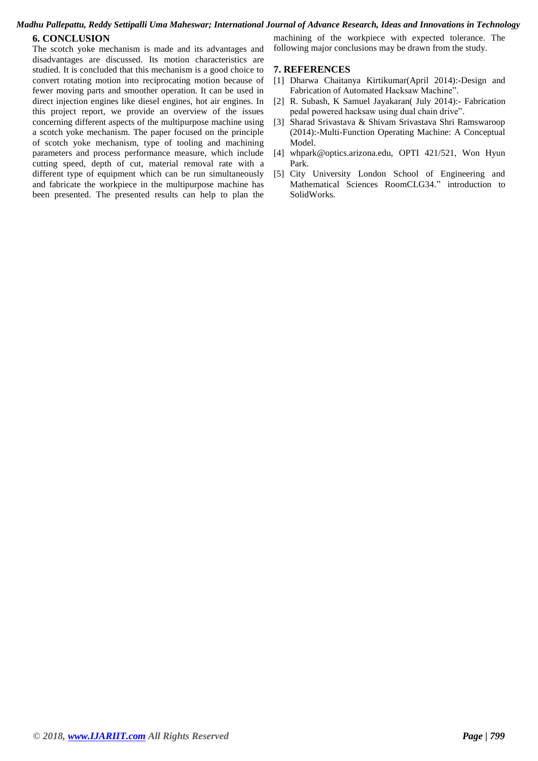## 6. CONCLUSION

The scotch yoke mechanism is made and its advantages and disadvantages are discussed. Its motion characteristics are studied. It is concluded that this mechanism is a good choice to convert rotating motion into reciprocating motion because of fewer moving parts and smoother operation. It can be used in direct injection engines like diesel engines, hot air engines. In this project report, we provide an overview of the issues concerning different aspects of the multipurpose machine using a scotch yoke mechanism. The paper focused on the principle of scotch yoke mechanism, type of tooling and machining parameters and process performance measure, which include cutting speed, depth of cut, material removal rate with a different type of equipment which can be run simultaneously and fabricate the workpiece in the multipurpose machine has been presented. The presented results can help to plan the machining of the workpiece with expected tolerance. The following major conclusions may be drawn from the study.

## 7. REFERENCES

[1] Dharwa Chaitanya Kirtikumar(April 2014):-Design and Fabrication of Automated Hacksaw Machine".

[2] R. Subash, K Samuel Jayakaran( July 2014):- Fabrication pedal powered hacksaw using dual chain drive".

[3] Sharad Srivastava & Shivam Srivastava Shri Ramswaroop (2014):-Multi-Function Operating Machine: A Conceptual Model.

[4] whpark@optics.arizona.edu, OPTI 421/521, Won Hyun Park.

[5] City University London School of Engineering and Mathematical Sciences RoomCLG34." introduction to SolidWorks.